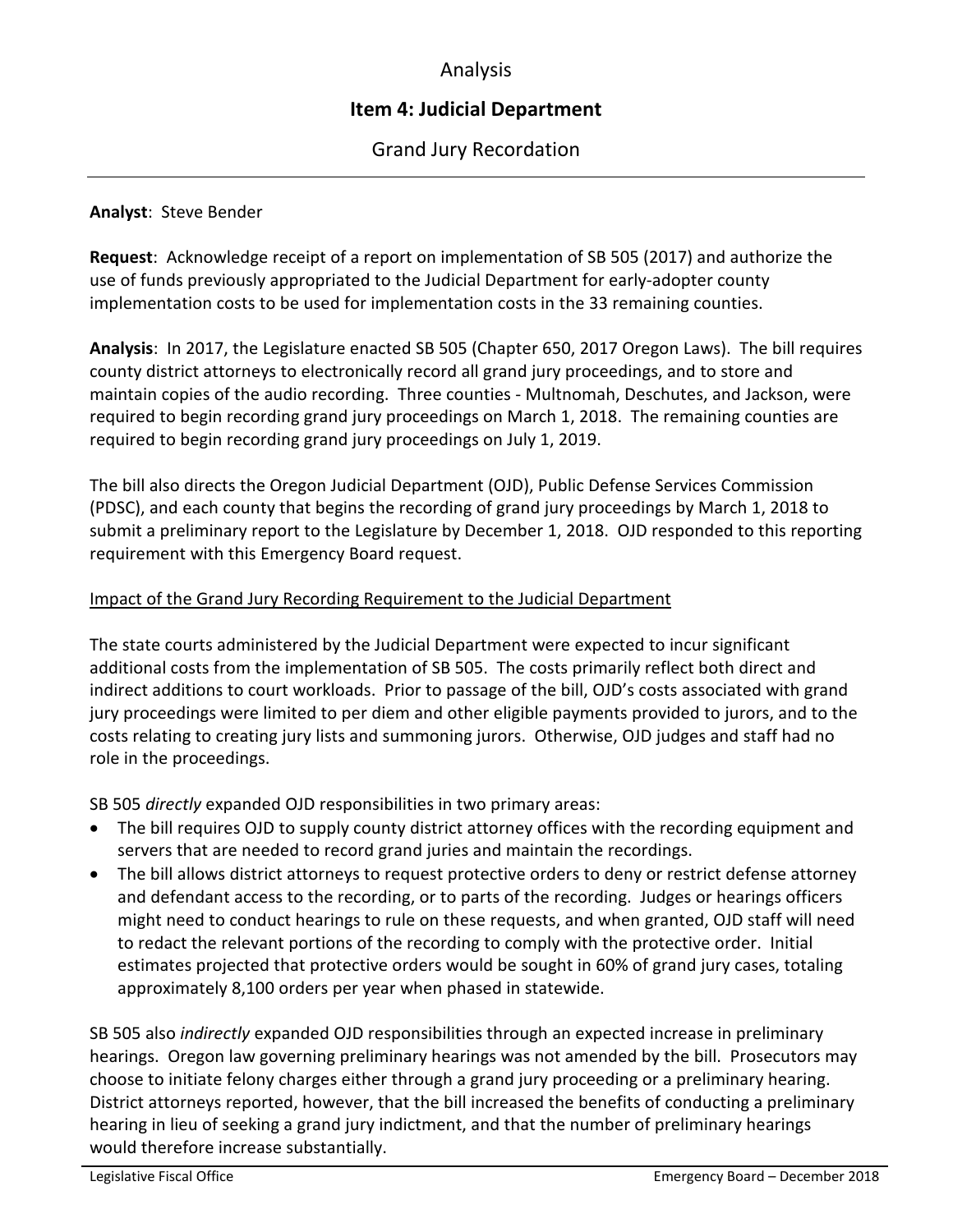# Analysis

## Item 4: Judicial Department

### Grand Jury Recordation

---

**Analyst**: Steve Bender

**Request**: Acknowledge receipt of a report on implementation of SB 505 (2017) and authorize the use of funds previously appropriated to the Judicial Department for early-adopter county implementation costs to be used for implementation costs in the 33 remaining counties.

**Analysis**: In 2017, the Legislature enacted SB 505 (Chapter 650, 2017 Oregon Laws). The bill requires county district attorneys to electronically record all grand jury proceedings, and to store and maintain copies of the audio recording. Three counties - Multnomah, Deschutes, and Jackson, were required to begin recording grand jury proceedings on March 1, 2018. The remaining counties are required to begin recording grand jury proceedings on July 1, 2019.

The bill also directs the Oregon Judicial Department (OJD), Public Defense Services Commission (PDSC), and each county that begins the recording of grand jury proceedings by March 1, 2018 to submit a preliminary report to the Legislature by December 1, 2018. OJD responded to this reporting requirement with this Emergency Board request.

<u>Impact of the Grand Jury Recording Requirement to the Judicial Department</u>

The state courts administered by the Judicial Department were expected to incur significant additional costs from the implementation of SB 505. The costs primarily reflect both direct and indirect additions to court workloads. Prior to passage of the bill, OJD's costs associated with grand jury proceedings were limited to per diem and other eligible payments provided to jurors, and to the costs relating to creating jury lists and summoning jurors. Otherwise, OJD judges and staff had no role in the proceedings.

SB 505 *directly* expanded OJD responsibilities in two primary areas:

- The bill requires OJD to supply county district attorney offices with the recording equipment and servers that are needed to record grand juries and maintain the recordings.
- The bill allows district attorneys to request protective orders to deny or restrict defense attorney and defendant access to the recording, or to parts of the recording. Judges or hearings officers might need to conduct hearings to rule on these requests, and when granted, OJD staff will need to redact the relevant portions of the recording to comply with the protective order. Initial estimates projected that protective orders would be sought in 60% of grand jury cases, totaling approximately 8,100 orders per year when phased in statewide.

SB 505 also *indirectly* expanded OJD responsibilities through an expected increase in preliminary hearings. Oregon law governing preliminary hearings was not amended by the bill. Prosecutors may choose to initiate felony charges either through a grand jury proceeding or a preliminary hearing. District attorneys reported, however, that the bill increased the benefits of conducting a preliminary hearing in lieu of seeking a grand jury indictment, and that the number of preliminary hearings would therefore increase substantially.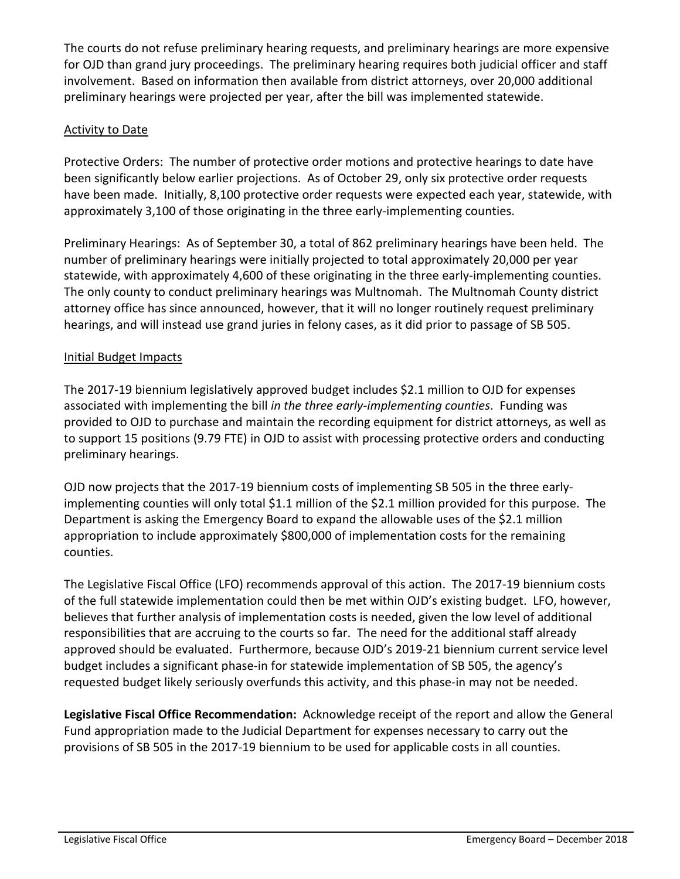The courts do not refuse preliminary hearing requests, and preliminary hearings are more expensive for OJD than grand jury proceedings. The preliminary hearing requires both judicial officer and staff involvement. Based on information then available from district attorneys, over 20,000 additional preliminary hearings were projected per year, after the bill was implemented statewide.

<u>Activity to Date</u>

Protective Orders: The number of protective order motions and protective hearings to date have been significantly below earlier projections. As of October 29, only six protective order requests have been made. Initially, 8,100 protective order requests were expected each year, statewide, with approximately 3,100 of those originating in the three early-implementing counties.

Preliminary Hearings: As of September 30, a total of 862 preliminary hearings have been held. The number of preliminary hearings were initially projected to total approximately 20,000 per year statewide, with approximately 4,600 of these originating in the three early-implementing counties. The only county to conduct preliminary hearings was Multnomah. The Multnomah County district attorney office has since announced, however, that it will no longer routinely request preliminary hearings, and will instead use grand juries in felony cases, as it did prior to passage of SB 505.

<u>Initial Budget Impacts</u>

The 2017-19 biennium legislatively approved budget includes $2.1 million to OJD for expenses associated with implementing the bill *in the three early-implementing counties*. Funding was provided to OJD to purchase and maintain the recording equipment for district attorneys, as well as to support 15 positions (9.79 FTE) in OJD to assist with processing protective orders and conducting preliminary hearings.

OJD now projects that the 2017-19 biennium costs of implementing SB 505 in the three early-implementing counties will only total $1.1 million of the $2.1 million provided for this purpose. The Department is asking the Emergency Board to expand the allowable uses of the $2.1 million appropriation to include approximately $800,000 of implementation costs for the remaining counties.

The Legislative Fiscal Office (LFO) recommends approval of this action. The 2017-19 biennium costs of the full statewide implementation could then be met within OJD's existing budget. LFO, however, believes that further analysis of implementation costs is needed, given the low level of additional responsibilities that are accruing to the courts so far. The need for the additional staff already approved should be evaluated. Furthermore, because OJD's 2019-21 biennium current service level budget includes a significant phase-in for statewide implementation of SB 505, the agency's requested budget likely seriously overfunds this activity, and this phase-in may not be needed.

**Legislative Fiscal Office Recommendation:** Acknowledge receipt of the report and allow the General Fund appropriation made to the Judicial Department for expenses necessary to carry out the provisions of SB 505 in the 2017-19 biennium to be used for applicable costs in all counties.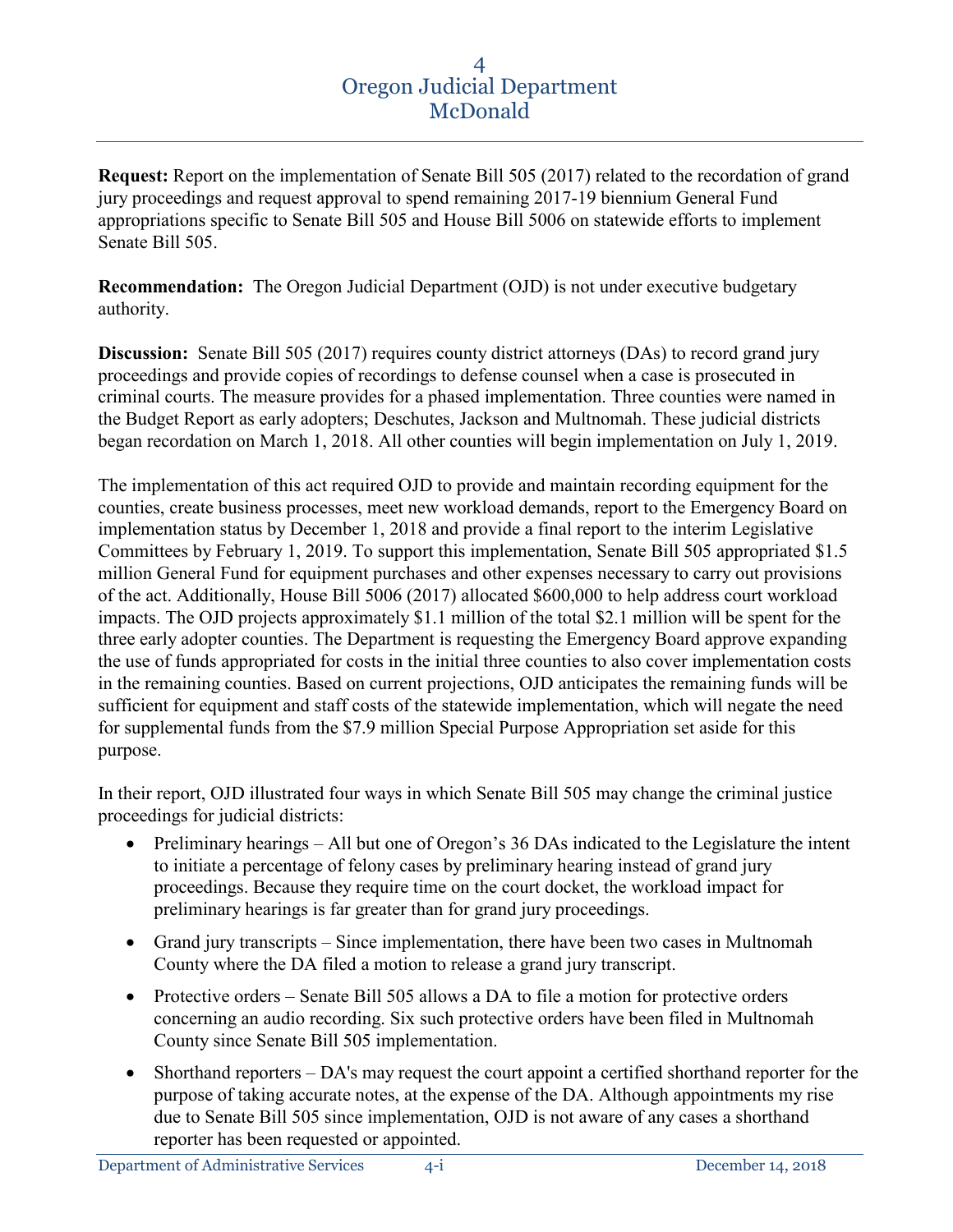# 4
# Oregon Judicial Department
# McDonald

**Request:** Report on the implementation of Senate Bill 505 (2017) related to the recordation of grand jury proceedings and request approval to spend remaining 2017-19 biennium General Fund appropriations specific to Senate Bill 505 and House Bill 5006 on statewide efforts to implement Senate Bill 505.

**Recommendation:** The Oregon Judicial Department (OJD) is not under executive budgetary authority.

**Discussion:** Senate Bill 505 (2017) requires county district attorneys (DAs) to record grand jury proceedings and provide copies of recordings to defense counsel when a case is prosecuted in criminal courts. The measure provides for a phased implementation. Three counties were named in the Budget Report as early adopters; Deschutes, Jackson and Multnomah. These judicial districts began recordation on March 1, 2018. All other counties will begin implementation on July 1, 2019.

The implementation of this act required OJD to provide and maintain recording equipment for the counties, create business processes, meet new workload demands, report to the Emergency Board on implementation status by December 1, 2018 and provide a final report to the interim Legislative Committees by February 1, 2019. To support this implementation, Senate Bill 505 appropriated $1.5 million General Fund for equipment purchases and other expenses necessary to carry out provisions of the act. Additionally, House Bill 5006 (2017) allocated $600,000 to help address court workload impacts. The OJD projects approximately $1.1 million of the total $2.1 million will be spent for the three early adopter counties. The Department is requesting the Emergency Board approve expanding the use of funds appropriated for costs in the initial three counties to also cover implementation costs in the remaining counties. Based on current projections, OJD anticipates the remaining funds will be sufficient for equipment and staff costs of the statewide implementation, which will negate the need for supplemental funds from the $7.9 million Special Purpose Appropriation set aside for this purpose.

In their report, OJD illustrated four ways in which Senate Bill 505 may change the criminal justice proceedings for judicial districts:

- Preliminary hearings – All but one of Oregon's 36 DAs indicated to the Legislature the intent to initiate a percentage of felony cases by preliminary hearing instead of grand jury proceedings. Because they require time on the court docket, the workload impact for preliminary hearings is far greater than for grand jury proceedings.
- Grand jury transcripts – Since implementation, there have been two cases in Multnomah County where the DA filed a motion to release a grand jury transcript.
- Protective orders – Senate Bill 505 allows a DA to file a motion for protective orders concerning an audio recording. Six such protective orders have been filed in Multnomah County since Senate Bill 505 implementation.
- Shorthand reporters – DA's may request the court appoint a certified shorthand reporter for the purpose of taking accurate notes, at the expense of the DA. Although appointments my rise due to Senate Bill 505 since implementation, OJD is not aware of any cases a shorthand reporter has been requested or appointed.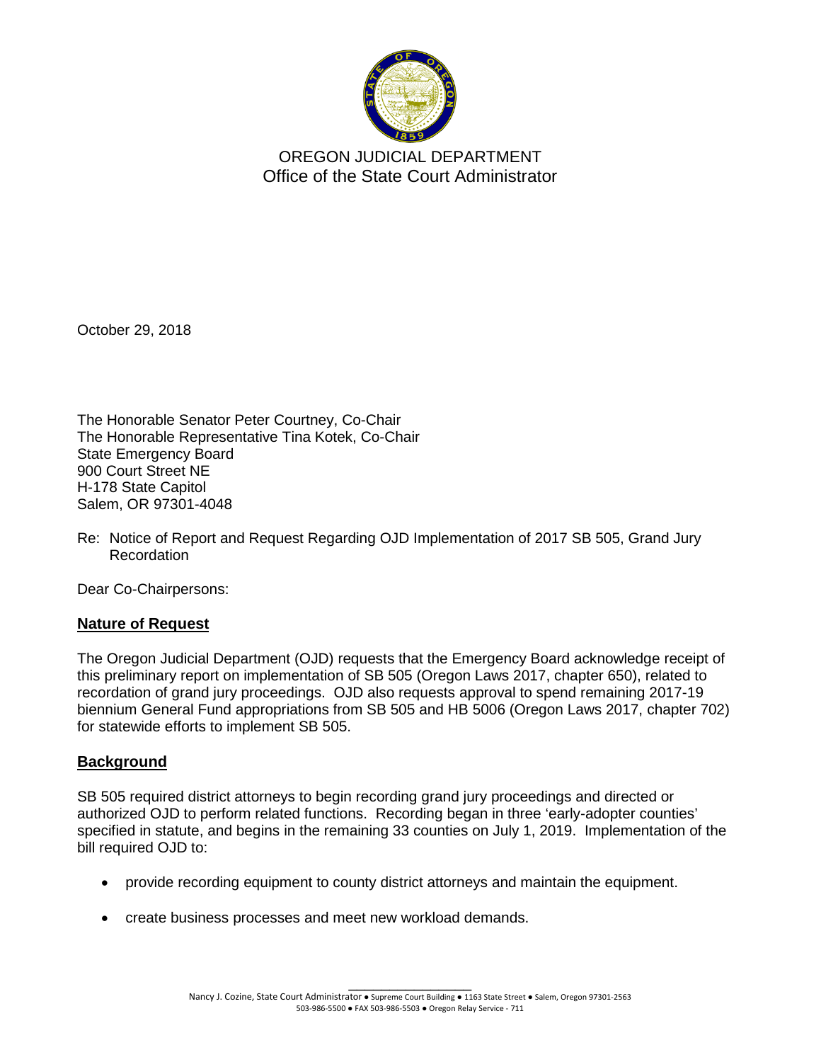OREGON JUDICIAL DEPARTMENT
Office of the State Court Administrator

October 29, 2018

The Honorable Senator Peter Courtney, Co-Chair
The Honorable Representative Tina Kotek, Co-Chair
State Emergency Board
900 Court Street NE
H-178 State Capitol
Salem, OR 97301-4048

Re: Notice of Report and Request Regarding OJD Implementation of 2017 SB 505, Grand Jury Recordation

Dear Co-Chairpersons:

## Nature of Request

The Oregon Judicial Department (OJD) requests that the Emergency Board acknowledge receipt of this preliminary report on implementation of SB 505 (Oregon Laws 2017, chapter 650), related to recordation of grand jury proceedings. OJD also requests approval to spend remaining 2017-19 biennium General Fund appropriations from SB 505 and HB 5006 (Oregon Laws 2017, chapter 702) for statewide efforts to implement SB 505.

## Background

SB 505 required district attorneys to begin recording grand jury proceedings and directed or authorized OJD to perform related functions. Recording began in three 'early-adopter counties' specified in statute, and begins in the remaining 33 counties on July 1, 2019. Implementation of the bill required OJD to:

- provide recording equipment to county district attorneys and maintain the equipment.
- create business processes and meet new workload demands.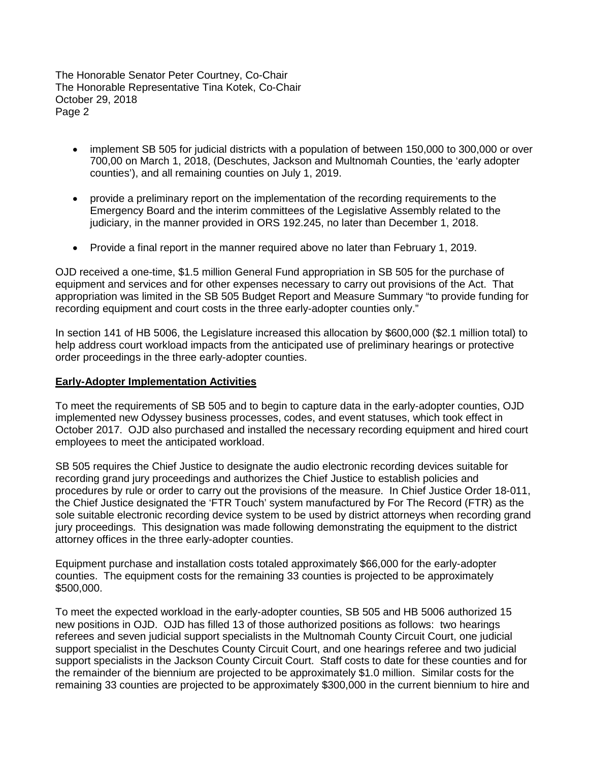- implement SB 505 for judicial districts with a population of between 150,000 to 300,000 or over 700,00 on March 1, 2018, (Deschutes, Jackson and Multnomah Counties, the 'early adopter counties'), and all remaining counties on July 1, 2019.

- provide a preliminary report on the implementation of the recording requirements to the Emergency Board and the interim committees of the Legislative Assembly related to the judiciary, in the manner provided in ORS 192.245, no later than December 1, 2018.

- Provide a final report in the manner required above no later than February 1, 2019.

OJD received a one-time, $1.5 million General Fund appropriation in SB 505 for the purchase of equipment and services and for other expenses necessary to carry out provisions of the Act. That appropriation was limited in the SB 505 Budget Report and Measure Summary "to provide funding for recording equipment and court costs in the three early-adopter counties only."

In section 141 of HB 5006, the Legislature increased this allocation by $600,000 ($2.1 million total) to help address court workload impacts from the anticipated use of preliminary hearings or protective order proceedings in the three early-adopter counties.

**Early-Adopter Implementation Activities**

To meet the requirements of SB 505 and to begin to capture data in the early-adopter counties, OJD implemented new Odyssey business processes, codes, and event statuses, which took effect in October 2017. OJD also purchased and installed the necessary recording equipment and hired court employees to meet the anticipated workload.

SB 505 requires the Chief Justice to designate the audio electronic recording devices suitable for recording grand jury proceedings and authorizes the Chief Justice to establish policies and procedures by rule or order to carry out the provisions of the measure. In Chief Justice Order 18-011, the Chief Justice designated the 'FTR Touch' system manufactured by For The Record (FTR) as the sole suitable electronic recording device system to be used by district attorneys when recording grand jury proceedings. This designation was made following demonstrating the equipment to the district attorney offices in the three early-adopter counties.

Equipment purchase and installation costs totaled approximately $66,000 for the early-adopter counties. The equipment costs for the remaining 33 counties is projected to be approximately $500,000.

To meet the expected workload in the early-adopter counties, SB 505 and HB 5006 authorized 15 new positions in OJD. OJD has filled 13 of those authorized positions as follows: two hearings referees and seven judicial support specialists in the Multnomah County Circuit Court, one judicial support specialist in the Deschutes County Circuit Court, and one hearings referee and two judicial support specialists in the Jackson County Circuit Court. Staff costs to date for these counties and for the remainder of the biennium are projected to be approximately $1.0 million. Similar costs for the remaining 33 counties are projected to be approximately $300,000 in the current biennium to hire and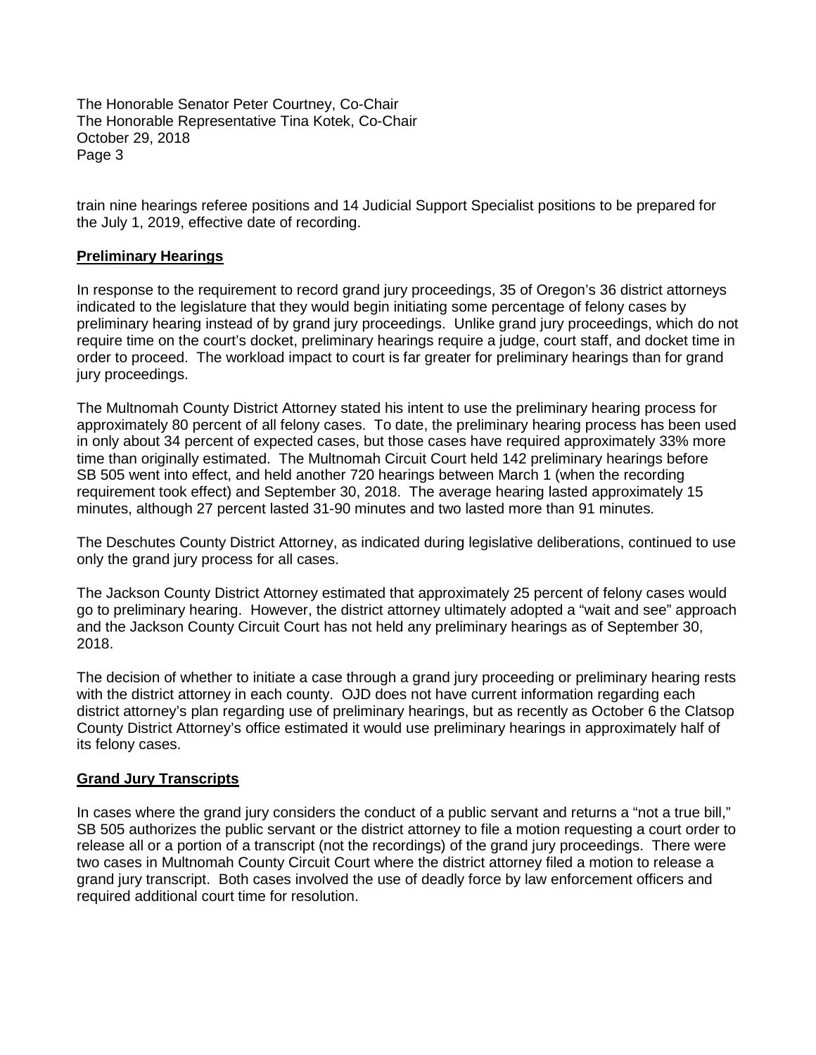train nine hearings referee positions and 14 Judicial Support Specialist positions to be prepared for the July 1, 2019, effective date of recording.

**Preliminary Hearings**

In response to the requirement to record grand jury proceedings, 35 of Oregon's 36 district attorneys indicated to the legislature that they would begin initiating some percentage of felony cases by preliminary hearing instead of by grand jury proceedings. Unlike grand jury proceedings, which do not require time on the court's docket, preliminary hearings require a judge, court staff, and docket time in order to proceed. The workload impact to court is far greater for preliminary hearings than for grand jury proceedings.

The Multnomah County District Attorney stated his intent to use the preliminary hearing process for approximately 80 percent of all felony cases. To date, the preliminary hearing process has been used in only about 34 percent of expected cases, but those cases have required approximately 33% more time than originally estimated. The Multnomah Circuit Court held 142 preliminary hearings before SB 505 went into effect, and held another 720 hearings between March 1 (when the recording requirement took effect) and September 30, 2018. The average hearing lasted approximately 15 minutes, although 27 percent lasted 31-90 minutes and two lasted more than 91 minutes.

The Deschutes County District Attorney, as indicated during legislative deliberations, continued to use only the grand jury process for all cases.

The Jackson County District Attorney estimated that approximately 25 percent of felony cases would go to preliminary hearing. However, the district attorney ultimately adopted a "wait and see" approach and the Jackson County Circuit Court has not held any preliminary hearings as of September 30, 2018.

The decision of whether to initiate a case through a grand jury proceeding or preliminary hearing rests with the district attorney in each county. OJD does not have current information regarding each district attorney's plan regarding use of preliminary hearings, but as recently as October 6 the Clatsop County District Attorney's office estimated it would use preliminary hearings in approximately half of its felony cases.

**Grand Jury Transcripts**

In cases where the grand jury considers the conduct of a public servant and returns a "not a true bill," SB 505 authorizes the public servant or the district attorney to file a motion requesting a court order to release all or a portion of a transcript (not the recordings) of the grand jury proceedings. There were two cases in Multnomah County Circuit Court where the district attorney filed a motion to release a grand jury transcript. Both cases involved the use of deadly force by law enforcement officers and required additional court time for resolution.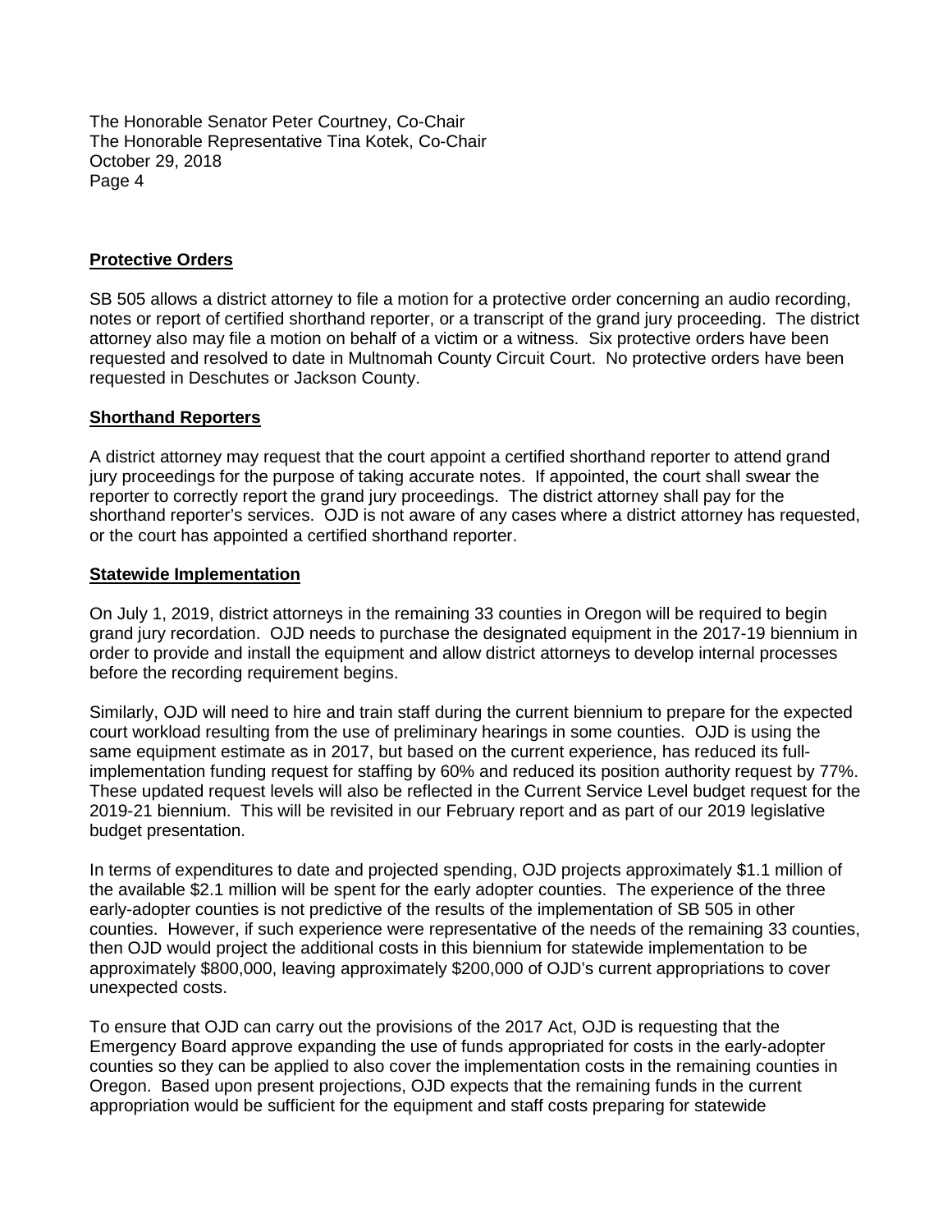## Protective Orders

SB 505 allows a district attorney to file a motion for a protective order concerning an audio recording, notes or report of certified shorthand reporter, or a transcript of the grand jury proceeding. The district attorney also may file a motion on behalf of a victim or a witness. Six protective orders have been requested and resolved to date in Multnomah County Circuit Court. No protective orders have been requested in Deschutes or Jackson County.

## Shorthand Reporters

A district attorney may request that the court appoint a certified shorthand reporter to attend grand jury proceedings for the purpose of taking accurate notes. If appointed, the court shall swear the reporter to correctly report the grand jury proceedings. The district attorney shall pay for the shorthand reporter's services. OJD is not aware of any cases where a district attorney has requested, or the court has appointed a certified shorthand reporter.

## Statewide Implementation

On July 1, 2019, district attorneys in the remaining 33 counties in Oregon will be required to begin grand jury recordation. OJD needs to purchase the designated equipment in the 2017-19 biennium in order to provide and install the equipment and allow district attorneys to develop internal processes before the recording requirement begins.

Similarly, OJD will need to hire and train staff during the current biennium to prepare for the expected court workload resulting from the use of preliminary hearings in some counties. OJD is using the same equipment estimate as in 2017, but based on the current experience, has reduced its full-implementation funding request for staffing by 60% and reduced its position authority request by 77%. These updated request levels will also be reflected in the Current Service Level budget request for the 2019-21 biennium. This will be revisited in our February report and as part of our 2019 legislative budget presentation.

In terms of expenditures to date and projected spending, OJD projects approximately $1.1 million of the available $2.1 million will be spent for the early adopter counties. The experience of the three early-adopter counties is not predictive of the results of the implementation of SB 505 in other counties. However, if such experience were representative of the needs of the remaining 33 counties, then OJD would project the additional costs in this biennium for statewide implementation to be approximately $800,000, leaving approximately $200,000 of OJD's current appropriations to cover unexpected costs.

To ensure that OJD can carry out the provisions of the 2017 Act, OJD is requesting that the Emergency Board approve expanding the use of funds appropriated for costs in the early-adopter counties so they can be applied to also cover the implementation costs in the remaining counties in Oregon. Based upon present projections, OJD expects that the remaining funds in the current appropriation would be sufficient for the equipment and staff costs preparing for statewide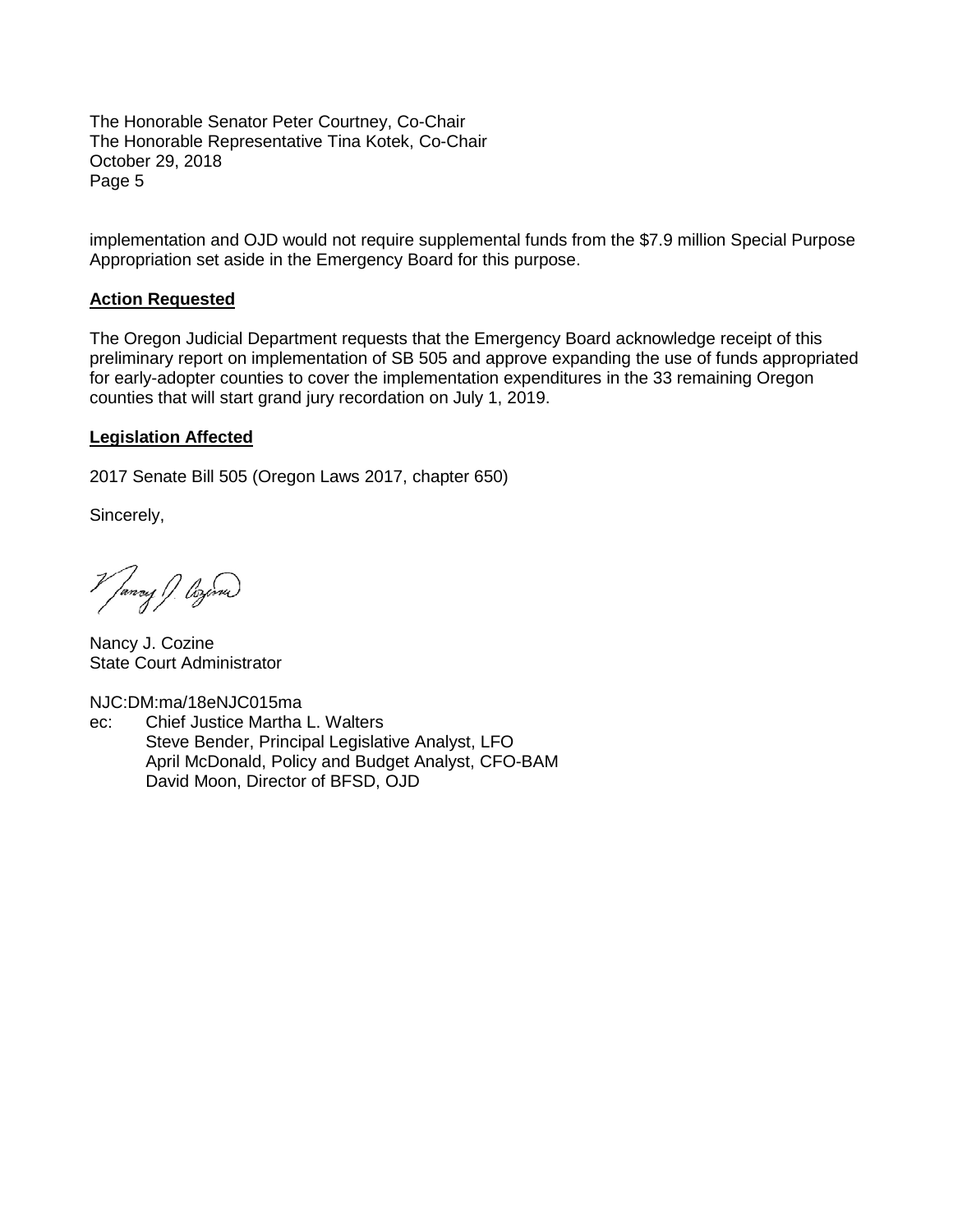implementation and OJD would not require supplemental funds from the $7.9 million Special Purpose Appropriation set aside in the Emergency Board for this purpose.

**Action Requested**

The Oregon Judicial Department requests that the Emergency Board acknowledge receipt of this preliminary report on implementation of SB 505 and approve expanding the use of funds appropriated for early-adopter counties to cover the implementation expenditures in the 33 remaining Oregon counties that will start grand jury recordation on July 1, 2019.

**Legislation Affected**

2017 Senate Bill 505 (Oregon Laws 2017, chapter 650)

Sincerely,

Nancy J. Cozine
State Court Administrator

NJC:DM:ma/18eNJC015ma

ec: Chief Justice Martha L. Walters
Steve Bender, Principal Legislative Analyst, LFO
April McDonald, Policy and Budget Analyst, CFO-BAM
David Moon, Director of BFSD, OJD